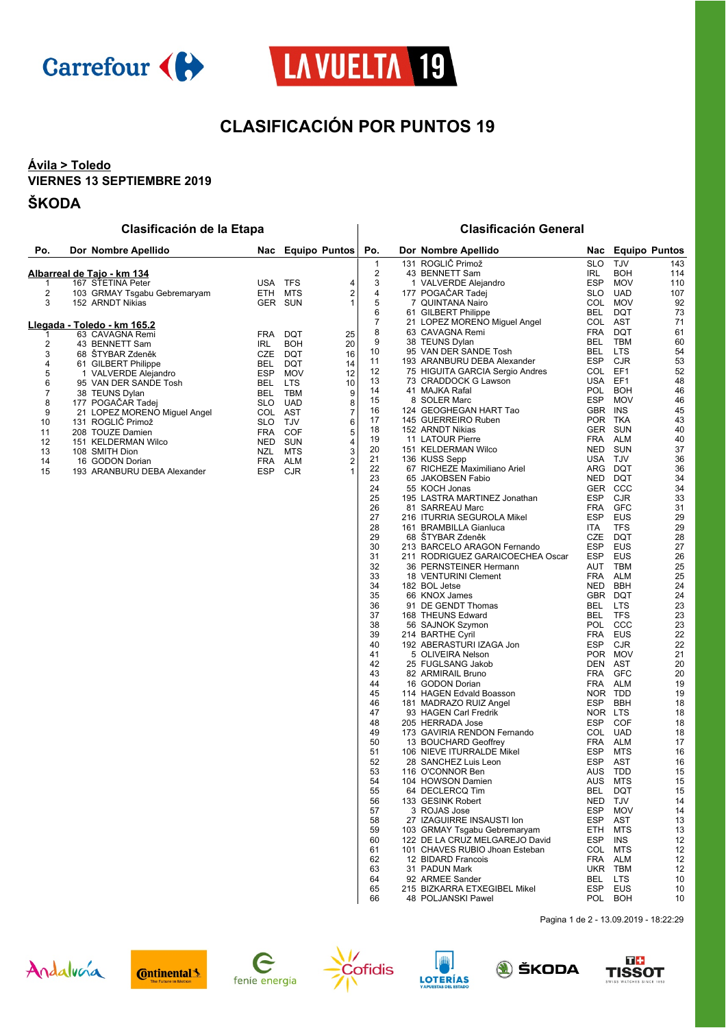# CLASIFICACIÓN POR PUNTOS 19

**Ávila > Toledo**

**VIERNES 13 SEPTIEMBRE 2019**

## ŠKODA

### Clasificación de la Etapa

**Albarreal de Tajo - km 134**

| Po. | Dor | Nombre Apellido | Nac | Equipo | Puntos |
|---|---|---|---|---|---|
| 1 | 167 | STETINA Peter | USA | TFS | 4 |
| 2 | 103 | GRMAY Tsgabu Gebremaryam | ETH | MTS | 2 |
| 3 | 152 | ARNDT Nikias | GER | SUN | 1 |

**Llegada - Toledo - km 165.2**

| Po. | Dor | Nombre Apellido | Nac | Equipo | Puntos |
|---|---|---|---|---|---|
| 1 | 63 | CAVAGNA Remi | FRA | DQT | 25 |
| 2 | 43 | BENNETT Sam | IRL | BOH | 20 |
| 3 | 68 | ŠTYBAR Zdeněk | CZE | DQT | 16 |
| 4 | 61 | GILBERT Philippe | BEL | DQT | 14 |
| 5 | 1 | VALVERDE Alejandro | ESP | MOV | 12 |
| 6 | 95 | VAN DER SANDE Tosh | BEL | LTS | 10 |
| 7 | 38 | TEUNS Dylan | BEL | TBM | 9 |
| 8 | 177 | POGAČAR Tadej | SLO | UAD | 8 |
| 9 | 21 | LOPEZ MORENO Miguel Angel | COL | AST | 7 |
| 10 | 131 | ROGLIČ Primož | SLO | TJV | 6 |
| 11 | 208 | TOUZE Damien | FRA | COF | 5 |
| 12 | 151 | KELDERMAN Wilco | NED | SUN | 4 |
| 13 | 108 | SMITH Dion | NZL | MTS | 3 |
| 14 | 16 | GODON Dorian | FRA | ALM | 2 |
| 15 | 193 | ARANBURU DEBA Alexander | ESP | CJR | 1 |

### Clasificación General

| Po. | Dor | Nombre Apellido | Nac | Equipo | Puntos |
|---|---|---|---|---|---|
| 1 | 131 | ROGLIČ Primož | SLO | TJV | 143 |
| 2 | 43 | BENNETT Sam | IRL | BOH | 114 |
| 3 | 1 | VALVERDE Alejandro | ESP | MOV | 110 |
| 4 | 177 | POGAČAR Tadej | SLO | UAD | 107 |
| 5 | 7 | QUINTANA Nairo | COL | MOV | 92 |
| 6 | 61 | GILBERT Philippe | BEL | DQT | 73 |
| 7 | 21 | LOPEZ MORENO Miguel Angel | COL | AST | 71 |
| 8 | 63 | CAVAGNA Remi | FRA | DQT | 61 |
| 9 | 38 | TEUNS Dylan | BEL | TBM | 60 |
| 10 | 95 | VAN DER SANDE Tosh | BEL | LTS | 54 |
| 11 | 193 | ARANBURU DEBA Alexander | ESP | CJR | 53 |
| 12 | 75 | HIGUITA GARCIA Sergio Andres | COL | EF1 | 52 |
| 13 | 73 | CRADDOCK G Lawson | USA | EF1 | 48 |
| 14 | 41 | MAJKA Rafal | POL | BOH | 46 |
| 15 | 8 | SOLER Marc | ESP | MOV | 46 |
| 16 | 124 | GEOGHEGAN HART Tao | GBR | INS | 45 |
| 17 | 145 | GUERREIRO Ruben | POR | TKA | 43 |
| 18 | 152 | ARNDT Nikias | GER | SUN | 40 |
| 19 | 11 | LATOUR Pierre | FRA | ALM | 40 |
| 20 | 151 | KELDERMAN Wilco | NED | SUN | 37 |
| 21 | 136 | KUSS Sepp | USA | TJV | 36 |
| 22 | 67 | RICHEZE Maximiliano Ariel | ARG | DQT | 36 |
| 23 | 65 | JAKOBSEN Fabio | NED | DQT | 34 |
| 24 | 55 | KOCH Jonas | GER | CCC | 34 |
| 25 | 195 | LASTRA MARTINEZ Jonathan | ESP | CJR | 33 |
| 26 | 81 | SARREAU Marc | FRA | GFC | 31 |
| 27 | 216 | ITURRIA SEGUROLA Mikel | ESP | EUS | 29 |
| 28 | 161 | BRAMBILLA Gianluca | ITA | TFS | 29 |
| 29 | 68 | ŠTYBAR Zdeněk | CZE | DQT | 28 |
| 30 | 213 | BARCELO ARAGON Fernando | ESP | EUS | 27 |
| 31 | 211 | RODRIGUEZ GARAICOECHEA Oscar | ESP | EUS | 26 |
| 32 | 36 | PERNSTEINER Hermann | AUT | TBM | 25 |
| 33 | 18 | VENTURINI Clement | FRA | ALM | 25 |
| 34 | 182 | BOL Jetse | NED | BBH | 24 |
| 35 | 66 | KNOX James | GBR | DQT | 24 |
| 36 | 91 | DE GENDT Thomas | BEL | LTS | 23 |
| 37 | 168 | THEUNS Edward | BEL | TFS | 23 |
| 38 | 56 | SAJNOK Szymon | POL | CCC | 23 |
| 39 | 214 | BARTHE Cyril | FRA | EUS | 22 |
| 40 | 192 | ABERASTURI IZAGA Jon | ESP | CJR | 22 |
| 41 | 5 | OLIVEIRA Nelson | POR | MOV | 21 |
| 42 | 25 | FUGLSANG Jakob | DEN | AST | 20 |
| 43 | 82 | ARMIRAIL Bruno | FRA | GFC | 20 |
| 44 | 16 | GODON Dorian | FRA | ALM | 19 |
| 45 | 114 | HAGEN Edvald Boasson | NOR | TDD | 19 |
| 46 | 181 | MADRAZO RUIZ Angel | ESP | BBH | 18 |
| 47 | 93 | HAGEN Carl Fredrik | NOR | LTS | 18 |
| 48 | 205 | HERRADA Jose | ESP | COF | 18 |
| 49 | 173 | GAVIRIA RENDON Fernando | COL | UAD | 18 |
| 50 | 13 | BOUCHARD Geoffrey | FRA | ALM | 17 |
| 51 | 106 | NIEVE ITURRALDE Mikel | ESP | MTS | 16 |
| 52 | 28 | SANCHEZ Luis Leon | ESP | AST | 16 |
| 53 | 116 | O'CONNOR Ben | AUS | TDD | 15 |
| 54 | 104 | HOWSON Damien | AUS | MTS | 15 |
| 55 | 64 | DECLERCQ Tim | BEL | DQT | 15 |
| 56 | 133 | GESINK Robert | NED | TJV | 14 |
| 57 | 3 | ROJAS Jose | ESP | MOV | 14 |
| 58 | 27 | IZAGUIRRE INSAUSTI Ion | ESP | AST | 13 |
| 59 | 103 | GRMAY Tsgabu Gebremaryam | ETH | MTS | 13 |
| 60 | 122 | DE LA CRUZ MELGAREJO David | ESP | INS | 12 |
| 61 | 101 | CHAVES RUBIO Jhoan Esteban | COL | MTS | 12 |
| 62 | 12 | BIDARD Francois | FRA | ALM | 12 |
| 63 | 31 | PADUN Mark | UKR | TBM | 12 |
| 64 | 92 | ARMEE Sander | BEL | LTS | 10 |
| 65 | 215 | BIZKARRA ETXEGIBEL Mikel | ESP | EUS | 10 |
| 66 | 48 | POLJANSKI Pawel | POL | BOH | 10 |

Pagina 1 de 2 - 13.09.2019 - 18:22:29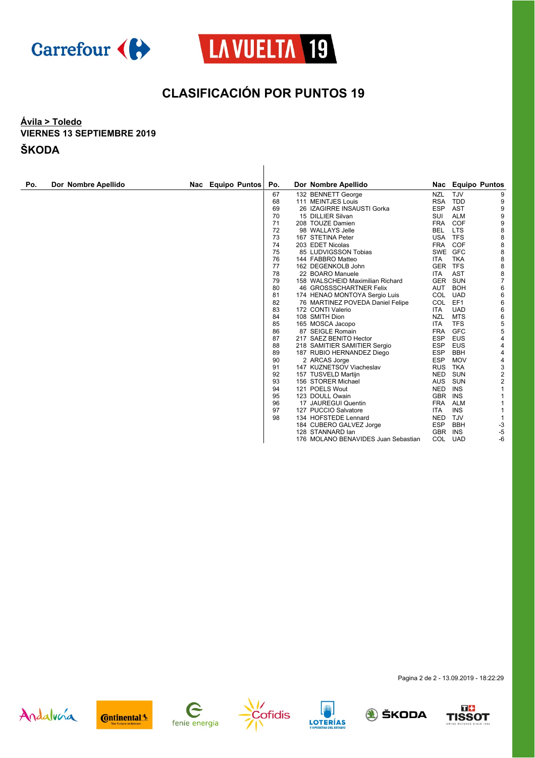## CLASIFICACIÓN POR PUNTOS 19

**Ávila > Toledo**

**VIERNES 13 SEPTIEMBRE 2019**

**ŠKODA**

| Po. | Dor | Nombre Apellido | Nac | Equipo | Puntos |
|---|---|---|---|---|---|
| 67 | 132 | BENNETT George | NZL | TJV | 9 |
| 68 | 111 | MEINTJES Louis | RSA | TDD | 9 |
| 69 | 26 | IZAGIRRE INSAUSTI Gorka | ESP | AST | 9 |
| 70 | 15 | DILLIER Silvan | SUI | ALM | 9 |
| 71 | 208 | TOUZE Damien | FRA | COF | 9 |
| 72 | 98 | WALLAYS Jelle | BEL | LTS | 8 |
| 73 | 167 | STETINA Peter | USA | TFS | 8 |
| 74 | 203 | EDET Nicolas | FRA | COF | 8 |
| 75 | 85 | LUDVIGSSON Tobias | SWE | GFC | 8 |
| 76 | 144 | FABBRO Matteo | ITA | TKA | 8 |
| 77 | 162 | DEGENKOLB John | GER | TFS | 8 |
| 78 | 22 | BOARO Manuele | ITA | AST | 8 |
| 79 | 158 | WALSCHEID Maximilian Richard | GER | SUN | 7 |
| 80 | 46 | GROSSSCHARTNER Felix | AUT | BOH | 6 |
| 81 | 174 | HENAO MONTOYA Sergio Luis | COL | UAD | 6 |
| 82 | 76 | MARTINEZ POVEDA Daniel Felipe | COL | EF1 | 6 |
| 83 | 172 | CONTI Valerio | ITA | UAD | 6 |
| 84 | 108 | SMITH Dion | NZL | MTS | 6 |
| 85 | 165 | MOSCA Jacopo | ITA | TFS | 5 |
| 86 | 87 | SEIGLE Romain | FRA | GFC | 5 |
| 87 | 217 | SAEZ BENITO Hector | ESP | EUS | 4 |
| 88 | 218 | SAMITIER SAMITIER Sergio | ESP | EUS | 4 |
| 89 | 187 | RUBIO HERNANDEZ Diego | ESP | BBH | 4 |
| 90 | 2 | ARCAS Jorge | ESP | MOV | 4 |
| 91 | 147 | KUZNETSOV Viacheslav | RUS | TKA | 3 |
| 92 | 157 | TUSVELD Martijn | NED | SUN | 2 |
| 93 | 156 | STORER Michael | AUS | SUN | 2 |
| 94 | 121 | POELS Wout | NED | INS | 1 |
| 95 | 123 | DOULL Owain | GBR | INS | 1 |
| 96 | 17 | JAUREGUI Quentin | FRA | ALM | 1 |
| 97 | 127 | PUCCIO Salvatore | ITA | INS | 1 |
| 98 | 134 | HOFSTEDE Lennard | NED | TJV | 1 |
| | 184 | CUBERO GALVEZ Jorge | ESP | BBH | -3 |
| | 128 | STANNARD Ian | GBR | INS | -5 |
| | 176 | MOLANO BENAVIDES Juan Sebastian | COL | UAD | -6 |

Pagina 2 de 2 - 13.09.2019 - 18:22:29